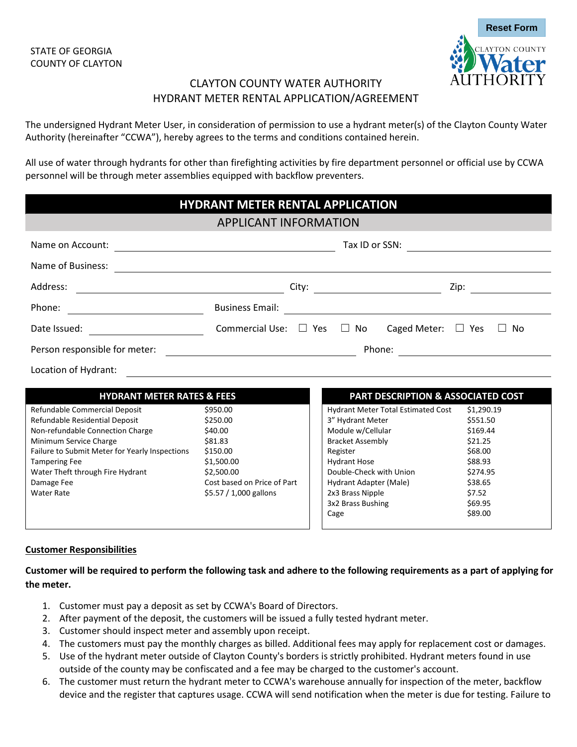STATE OF GEORGIA
COUNTY OF CLAYTON

Reset Form

# CLAYTON COUNTY WATER AUTHORITY
## HYDRANT METER RENTAL APPLICATION/AGREEMENT

The undersigned Hydrant Meter User, in consideration of permission to use a hydrant meter(s) of the Clayton County Water Authority (hereinafter "CCWA"), hereby agrees to the terms and conditions contained herein.

All use of water through hydrants for other than firefighting activities by fire department personnel or official use by CCWA personnel will be through meter assemblies equipped with backflow preventers.

## HYDRANT METER RENTAL APPLICATION

### APPLICANT INFORMATION

Name on Account: ______________________ Tax ID or SSN: ______________________

Name of Business: ______________________

Address: ______________________ City: ______________________ Zip: ______________________

Phone: ______________________ Business Email: ______________________

Date Issued: ______________________ Commercial Use: ☐ Yes ☐ No Caged Meter: ☐ Yes ☐ No

Person responsible for meter: ______________________ Phone: ______________________

Location of Hydrant: ______________________

| HYDRANT METER RATES & FEES | |
|---|---|
| Refundable Commercial Deposit | $950.00 |
| Refundable Residential Deposit | $250.00 |
| Non-refundable Connection Charge | $40.00 |
| Minimum Service Charge | $81.83 |
| Failure to Submit Meter for Yearly Inspections | $150.00 |
| Tampering Fee | $1,500.00 |
| Water Theft through Fire Hydrant | $2,500.00 |
| Damage Fee | Cost based on Price of Part |
| Water Rate | $5.57 / 1,000 gallons |

| PART DESCRIPTION & ASSOCIATED COST | |
|---|---|
| Hydrant Meter Total Estimated Cost | $1,290.19 |
| 3" Hydrant Meter | $551.50 |
| Module w/Cellular | $169.44 |
| Bracket Assembly | $21.25 |
| Register | $68.00 |
| Hydrant Hose | $88.93 |
| Double-Check with Union | $274.95 |
| Hydrant Adapter (Male) | $38.65 |
| 2x3 Brass Nipple | $7.52 |
| 3x2 Brass Bushing | $69.95 |
| Cage | $89.00 |

**Customer Responsibilities**

**Customer will be required to perform the following task and adhere to the following requirements as a part of applying for the meter.**

1. Customer must pay a deposit as set by CCWA's Board of Directors.
2. After payment of the deposit, the customers will be issued a fully tested hydrant meter.
3. Customer should inspect meter and assembly upon receipt.
4. The customers must pay the monthly charges as billed. Additional fees may apply for replacement cost or damages.
5. Use of the hydrant meter outside of Clayton County's borders is strictly prohibited. Hydrant meters found in use outside of the county may be confiscated and a fee may be charged to the customer's account.
6. The customer must return the hydrant meter to CCWA's warehouse annually for inspection of the meter, backflow device and the register that captures usage. CCWA will send notification when the meter is due for testing. Failure to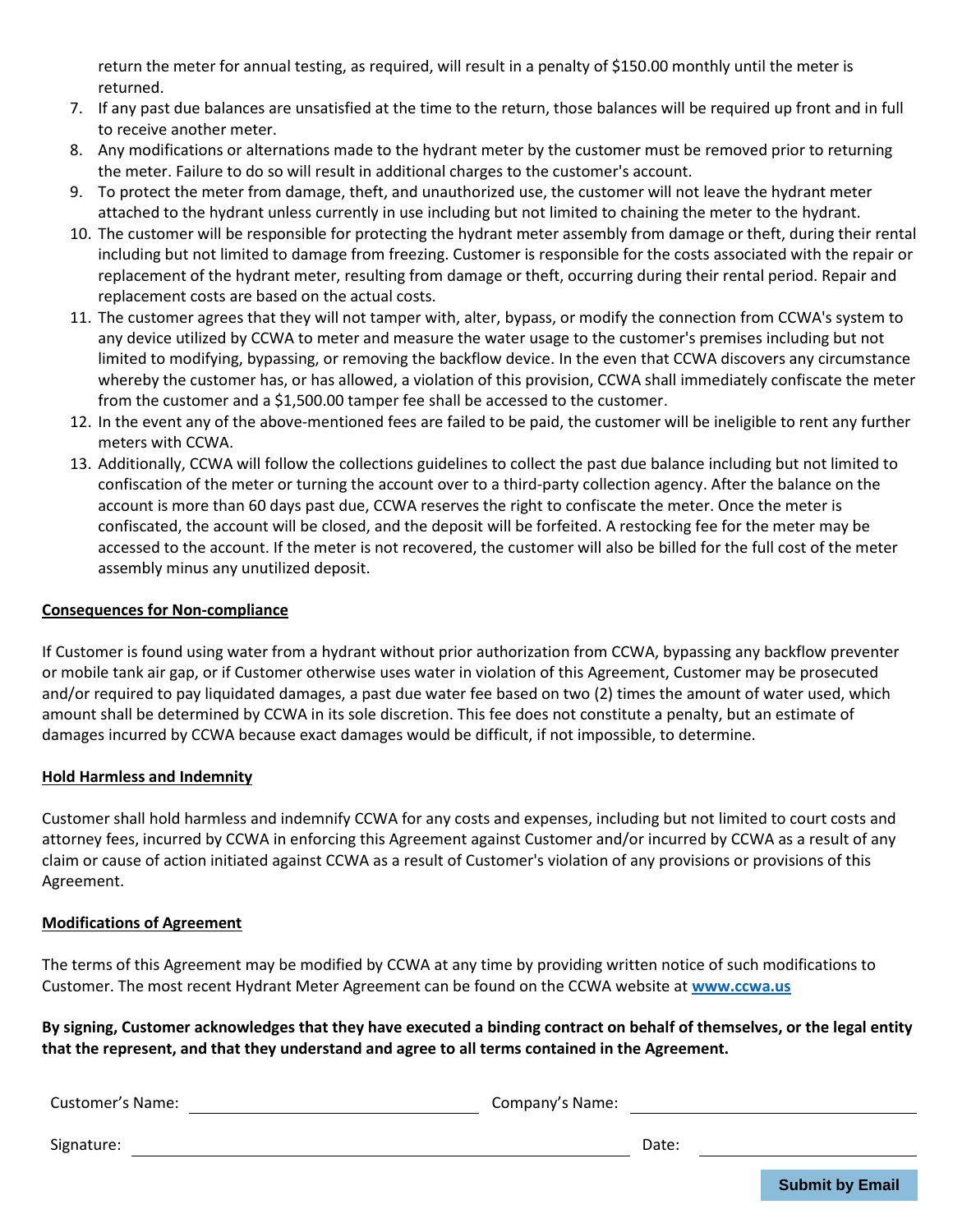return the meter for annual testing, as required, will result in a penalty of $150.00 monthly until the meter is returned.

7. If any past due balances are unsatisfied at the time to the return, those balances will be required up front and in full to receive another meter.
8. Any modifications or alternations made to the hydrant meter by the customer must be removed prior to returning the meter. Failure to do so will result in additional charges to the customer's account.
9. To protect the meter from damage, theft, and unauthorized use, the customer will not leave the hydrant meter attached to the hydrant unless currently in use including but not limited to chaining the meter to the hydrant.
10. The customer will be responsible for protecting the hydrant meter assembly from damage or theft, during their rental including but not limited to damage from freezing. Customer is responsible for the costs associated with the repair or replacement of the hydrant meter, resulting from damage or theft, occurring during their rental period. Repair and replacement costs are based on the actual costs.
11. The customer agrees that they will not tamper with, alter, bypass, or modify the connection from CCWA's system to any device utilized by CCWA to meter and measure the water usage to the customer's premises including but not limited to modifying, bypassing, or removing the backflow device. In the even that CCWA discovers any circumstance whereby the customer has, or has allowed, a violation of this provision, CCWA shall immediately confiscate the meter from the customer and a $1,500.00 tamper fee shall be accessed to the customer.
12. In the event any of the above-mentioned fees are failed to be paid, the customer will be ineligible to rent any further meters with CCWA.
13. Additionally, CCWA will follow the collections guidelines to collect the past due balance including but not limited to confiscation of the meter or turning the account over to a third-party collection agency. After the balance on the account is more than 60 days past due, CCWA reserves the right to confiscate the meter. Once the meter is confiscated, the account will be closed, and the deposit will be forfeited. A restocking fee for the meter may be accessed to the account. If the meter is not recovered, the customer will also be billed for the full cost of the meter assembly minus any unutilized deposit.

**Consequences for Non-compliance**

If Customer is found using water from a hydrant without prior authorization from CCWA, bypassing any backflow preventer or mobile tank air gap, or if Customer otherwise uses water in violation of this Agreement, Customer may be prosecuted and/or required to pay liquidated damages, a past due water fee based on two (2) times the amount of water used, which amount shall be determined by CCWA in its sole discretion. This fee does not constitute a penalty, but an estimate of damages incurred by CCWA because exact damages would be difficult, if not impossible, to determine.

**Hold Harmless and Indemnity**

Customer shall hold harmless and indemnify CCWA for any costs and expenses, including but not limited to court costs and attorney fees, incurred by CCWA in enforcing this Agreement against Customer and/or incurred by CCWA as a result of any claim or cause of action initiated against CCWA as a result of Customer's violation of any provisions or provisions of this Agreement.

**Modifications of Agreement**

The terms of this Agreement may be modified by CCWA at any time by providing written notice of such modifications to Customer. The most recent Hydrant Meter Agreement can be found on the CCWA website at **www.ccwa.us**

**By signing, Customer acknowledges that they have executed a binding contract on behalf of themselves, or the legal entity that the represent, and that they understand and agree to all terms contained in the Agreement.**

Customer's Name: ______________________ Company's Name: ______________________

Signature: ______________________________________ Date: ______________

Submit by Email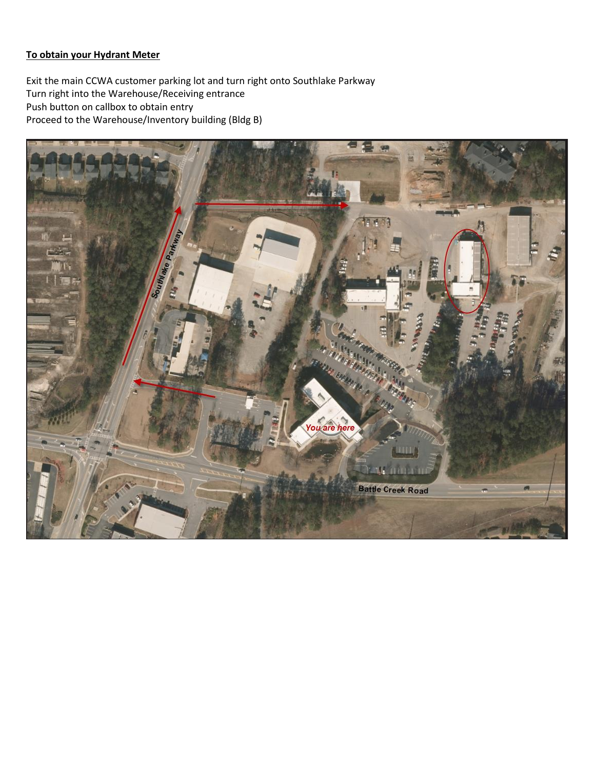**To obtain your Hydrant Meter**

Exit the main CCWA customer parking lot and turn right onto Southlake Parkway
Turn right into the Warehouse/Receiving entrance
Push button on callbox to obtain entry
Proceed to the Warehouse/Inventory building (Bldg B)

Southlake Parkway

You are here

Battle Creek Road